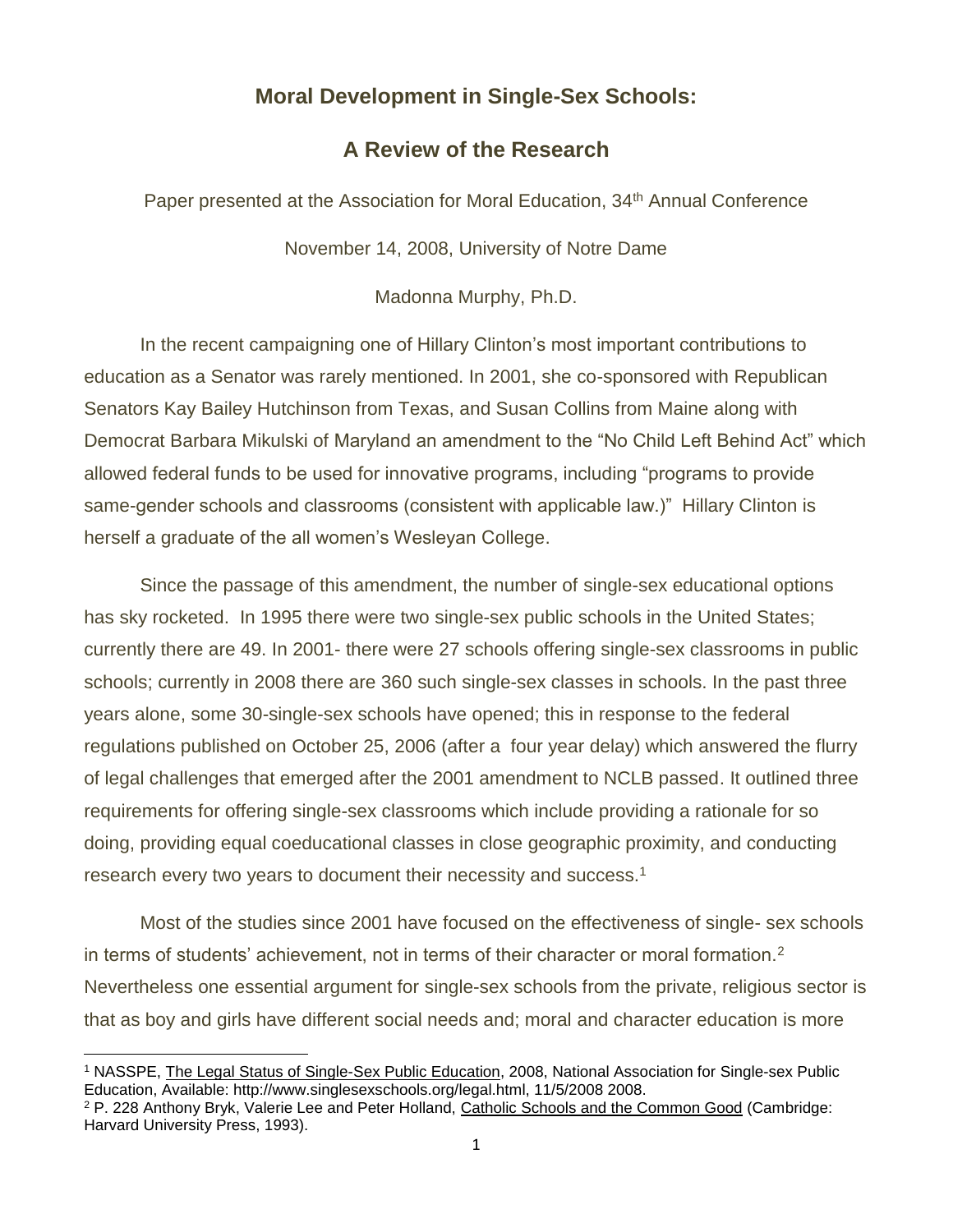# Moral Development in Single-Sex Schools:

# A Review of the Research

Paper presented at the Association for Moral Education, 34th Annual Conference

November 14, 2008, University of Notre Dame

Madonna Murphy, Ph.D.

In the recent campaigning one of Hillary Clinton's most important contributions to education as a Senator was rarely mentioned. In 2001, she co-sponsored with Republican Senators Kay Bailey Hutchinson from Texas, and Susan Collins from Maine along with Democrat Barbara Mikulski of Maryland an amendment to the "No Child Left Behind Act" which allowed federal funds to be used for innovative programs, including "programs to provide same-gender schools and classrooms (consistent with applicable law.)" Hillary Clinton is herself a graduate of the all women's Wesleyan College.

Since the passage of this amendment, the number of single-sex educational options has sky rocketed. In 1995 there were two single-sex public schools in the United States; currently there are 49. In 2001- there were 27 schools offering single-sex classrooms in public schools; currently in 2008 there are 360 such single-sex classes in schools. In the past three years alone, some 30-single-sex schools have opened; this in response to the federal regulations published on October 25, 2006 (after a four year delay) which answered the flurry of legal challenges that emerged after the 2001 amendment to NCLB passed. It outlined three requirements for offering single-sex classrooms which include providing a rationale for so doing, providing equal coeducational classes in close geographic proximity, and conducting research every two years to document their necessity and success.[1]

Most of the studies since 2001 have focused on the effectiveness of single- sex schools in terms of students' achievement, not in terms of their character or moral formation.[2] Nevertheless one essential argument for single-sex schools from the private, religious sector is that as boy and girls have different social needs and; moral and character education is more

---

[1] NASSPE, The Legal Status of Single-Sex Public Education, 2008, National Association for Single-sex Public Education, Available: http://www.singlesexschools.org/legal.html, 11/5/2008 2008.

[2] P. 228 Anthony Bryk, Valerie Lee and Peter Holland, Catholic Schools and the Common Good (Cambridge: Harvard University Press, 1993).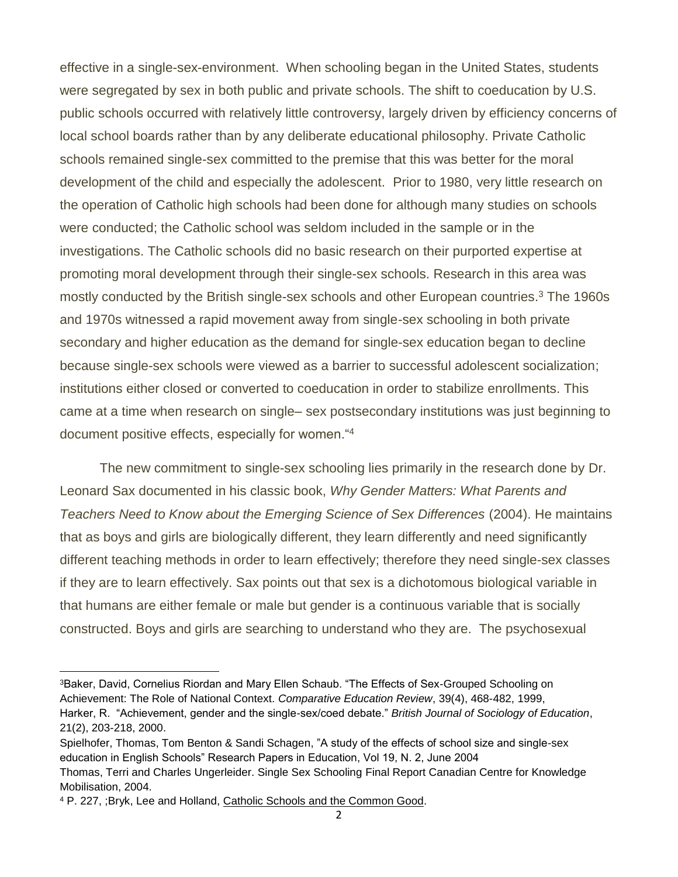effective in a single-sex-environment. When schooling began in the United States, students were segregated by sex in both public and private schools. The shift to coeducation by U.S. public schools occurred with relatively little controversy, largely driven by efficiency concerns of local school boards rather than by any deliberate educational philosophy. Private Catholic schools remained single-sex committed to the premise that this was better for the moral development of the child and especially the adolescent. Prior to 1980, very little research on the operation of Catholic high schools had been done for although many studies on schools were conducted; the Catholic school was seldom included in the sample or in the investigations. The Catholic schools did no basic research on their purported expertise at promoting moral development through their single-sex schools. Research in this area was mostly conducted by the British single-sex schools and other European countries.[3] The 1960s and 1970s witnessed a rapid movement away from single-sex schooling in both private secondary and higher education as the demand for single-sex education began to decline because single-sex schools were viewed as a barrier to successful adolescent socialization; institutions either closed or converted to coeducation in order to stabilize enrollments. This came at a time when research on single– sex postsecondary institutions was just beginning to document positive effects, especially for women."[4]

The new commitment to single-sex schooling lies primarily in the research done by Dr. Leonard Sax documented in his classic book, *Why Gender Matters: What Parents and Teachers Need to Know about the Emerging Science of Sex Differences* (2004). He maintains that as boys and girls are biologically different, they learn differently and need significantly different teaching methods in order to learn effectively; therefore they need single-sex classes if they are to learn effectively. Sax points out that sex is a dichotomous biological variable in that humans are either female or male but gender is a continuous variable that is socially constructed. Boys and girls are searching to understand who they are. The psychosexual

---

[3]Baker, David, Cornelius Riordan and Mary Ellen Schaub. "The Effects of Sex-Grouped Schooling on Achievement: The Role of National Context. *Comparative Education Review*, 39(4), 468-482, 1999,
Harker, R. "Achievement, gender and the single-sex/coed debate." *British Journal of Sociology of Education*, 21(2), 203-218, 2000.
Spielhofer, Thomas, Tom Benton & Sandi Schagen, "A study of the effects of school size and single-sex education in English Schools" Research Papers in Education, Vol 19, N. 2, June 2004
Thomas, Terri and Charles Ungerleider. Single Sex Schooling Final Report Canadian Centre for Knowledge Mobilisation, 2004.

[4] P. 227, ;Bryk, Lee and Holland, Catholic Schools and the Common Good.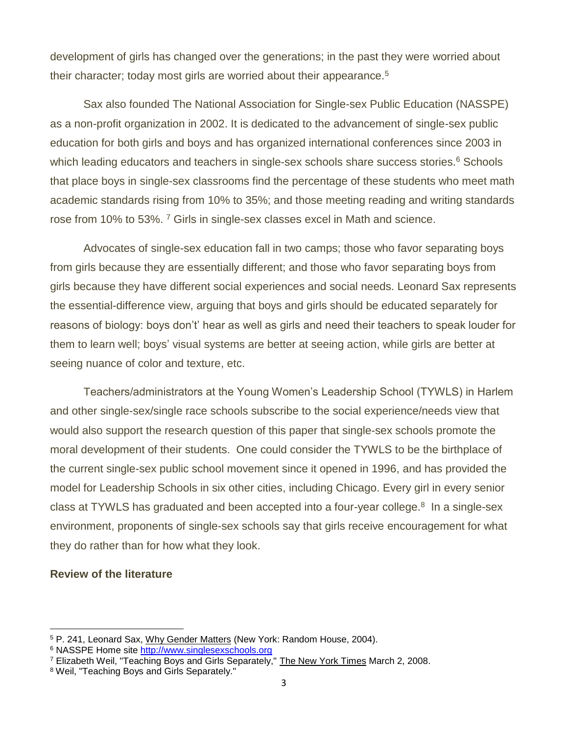development of girls has changed over the generations; in the past they were worried about their character; today most girls are worried about their appearance.[5]

Sax also founded The National Association for Single-sex Public Education (NASSPE) as a non-profit organization in 2002. It is dedicated to the advancement of single-sex public education for both girls and boys and has organized international conferences since 2003 in which leading educators and teachers in single-sex schools share success stories.[6] Schools that place boys in single-sex classrooms find the percentage of these students who meet math academic standards rising from 10% to 35%; and those meeting reading and writing standards rose from 10% to 53%. [7] Girls in single-sex classes excel in Math and science.

Advocates of single-sex education fall in two camps; those who favor separating boys from girls because they are essentially different; and those who favor separating boys from girls because they have different social experiences and social needs. Leonard Sax represents the essential-difference view, arguing that boys and girls should be educated separately for reasons of biology: boys don't' hear as well as girls and need their teachers to speak louder for them to learn well; boys' visual systems are better at seeing action, while girls are better at seeing nuance of color and texture, etc.

Teachers/administrators at the Young Women's Leadership School (TYWLS) in Harlem and other single-sex/single race schools subscribe to the social experience/needs view that would also support the research question of this paper that single-sex schools promote the moral development of their students. One could consider the TYWLS to be the birthplace of the current single-sex public school movement since it opened in 1996, and has provided the model for Leadership Schools in six other cities, including Chicago. Every girl in every senior class at TYWLS has graduated and been accepted into a four-year college.[8] In a single-sex environment, proponents of single-sex schools say that girls receive encouragement for what they do rather than for how what they look.

**Review of the literature**

---

[5] P. 241, Leonard Sax, Why Gender Matters (New York: Random House, 2004).

[6] NASSPE Home site http://www.singlesexschools.org

[7] Elizabeth Weil, "Teaching Boys and Girls Separately," The New York Times March 2, 2008.

[8] Weil, "Teaching Boys and Girls Separately."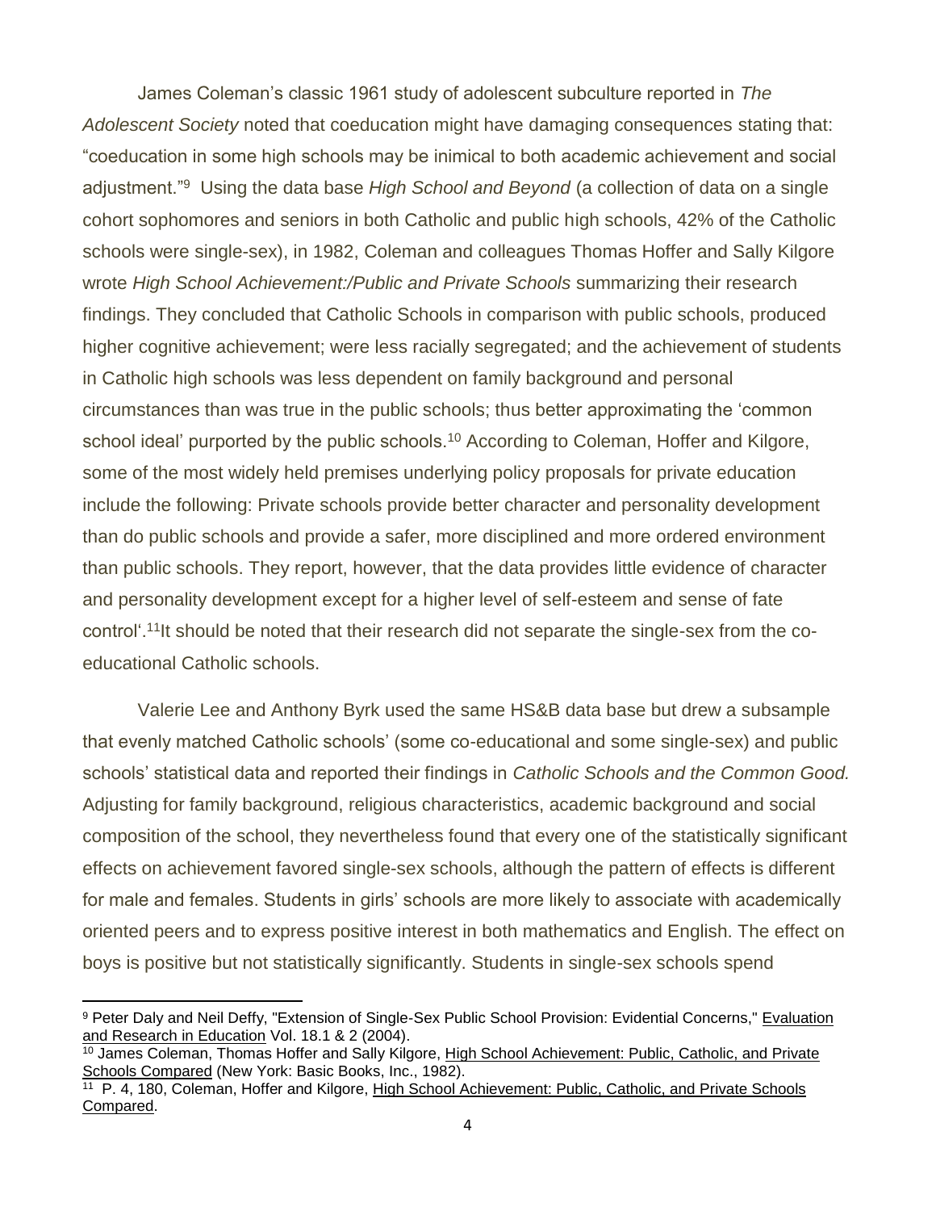James Coleman's classic 1961 study of adolescent subculture reported in *The Adolescent Society* noted that coeducation might have damaging consequences stating that: "coeducation in some high schools may be inimical to both academic achievement and social adjustment."[9] Using the data base *High School and Beyond* (a collection of data on a single cohort sophomores and seniors in both Catholic and public high schools, 42% of the Catholic schools were single-sex), in 1982, Coleman and colleagues Thomas Hoffer and Sally Kilgore wrote *High School Achievement:/Public and Private Schools* summarizing their research findings. They concluded that Catholic Schools in comparison with public schools, produced higher cognitive achievement; were less racially segregated; and the achievement of students in Catholic high schools was less dependent on family background and personal circumstances than was true in the public schools; thus better approximating the 'common school ideal' purported by the public schools.[10] According to Coleman, Hoffer and Kilgore, some of the most widely held premises underlying policy proposals for private education include the following: Private schools provide better character and personality development than do public schools and provide a safer, more disciplined and more ordered environment than public schools. They report, however, that the data provides little evidence of character and personality development except for a higher level of self-esteem and sense of fate control'.[11]It should be noted that their research did not separate the single-sex from the co-educational Catholic schools.

Valerie Lee and Anthony Byrk used the same HS&B data base but drew a subsample that evenly matched Catholic schools' (some co-educational and some single-sex) and public schools' statistical data and reported their findings in *Catholic Schools and the Common Good.* Adjusting for family background, religious characteristics, academic background and social composition of the school, they nevertheless found that every one of the statistically significant effects on achievement favored single-sex schools, although the pattern of effects is different for male and females. Students in girls' schools are more likely to associate with academically oriented peers and to express positive interest in both mathematics and English. The effect on boys is positive but not statistically significantly. Students in single-sex schools spend

---

[9] Peter Daly and Neil Deffy, "Extension of Single-Sex Public School Provision: Evidential Concerns," Evaluation and Research in Education Vol. 18.1 & 2 (2004).

[10] James Coleman, Thomas Hoffer and Sally Kilgore, High School Achievement: Public, Catholic, and Private Schools Compared (New York: Basic Books, Inc., 1982).

[11] P. 4, 180, Coleman, Hoffer and Kilgore, High School Achievement: Public, Catholic, and Private Schools Compared.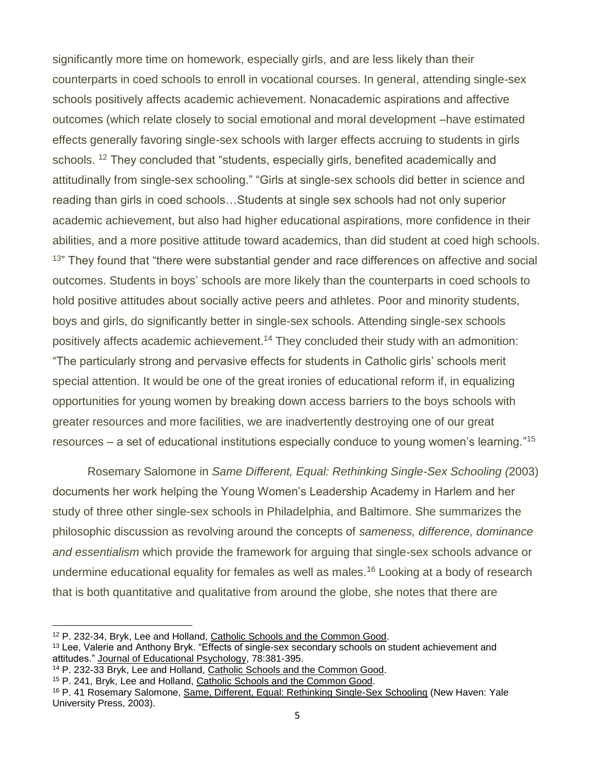significantly more time on homework, especially girls, and are less likely than their counterparts in coed schools to enroll in vocational courses. In general, attending single-sex schools positively affects academic achievement. Nonacademic aspirations and affective outcomes (which relate closely to social emotional and moral development –have estimated effects generally favoring single-sex schools with larger effects accruing to students in girls schools. [12] They concluded that "students, especially girls, benefited academically and attitudinally from single-sex schooling." "Girls at single-sex schools did better in science and reading than girls in coed schools…Students at single sex schools had not only superior academic achievement, but also had higher educational aspirations, more confidence in their abilities, and a more positive attitude toward academics, than did student at coed high schools. [13]" They found that "there were substantial gender and race differences on affective and social outcomes. Students in boys' schools are more likely than the counterparts in coed schools to hold positive attitudes about socially active peers and athletes. Poor and minority students, boys and girls, do significantly better in single-sex schools. Attending single-sex schools positively affects academic achievement.[14] They concluded their study with an admonition: "The particularly strong and pervasive effects for students in Catholic girls' schools merit special attention. It would be one of the great ironies of educational reform if, in equalizing opportunities for young women by breaking down access barriers to the boys schools with greater resources and more facilities, we are inadvertently destroying one of our great resources – a set of educational institutions especially conduce to young women's learning."[15]

Rosemary Salomone in *Same Different, Equal: Rethinking Single-Sex Schooling (*2003) documents her work helping the Young Women's Leadership Academy in Harlem and her study of three other single-sex schools in Philadelphia, and Baltimore. She summarizes the philosophic discussion as revolving around the concepts of *sameness, difference, dominance and essentialism* which provide the framework for arguing that single-sex schools advance or undermine educational equality for females as well as males.[16] Looking at a body of research that is both quantitative and qualitative from around the globe, she notes that there are

---

[12] P. 232-34, Bryk, Lee and Holland, Catholic Schools and the Common Good.

[13] Lee, Valerie and Anthony Bryk. "Effects of single-sex secondary schools on student achievement and attitudes." Journal of Educational Psychology, 78:381-395.

[14] P. 232-33 Bryk, Lee and Holland, Catholic Schools and the Common Good.

[15] P. 241, Bryk, Lee and Holland, Catholic Schools and the Common Good.

[16] P. 41 Rosemary Salomone, Same, Different, Equal: Rethinking Single-Sex Schooling (New Haven: Yale University Press, 2003).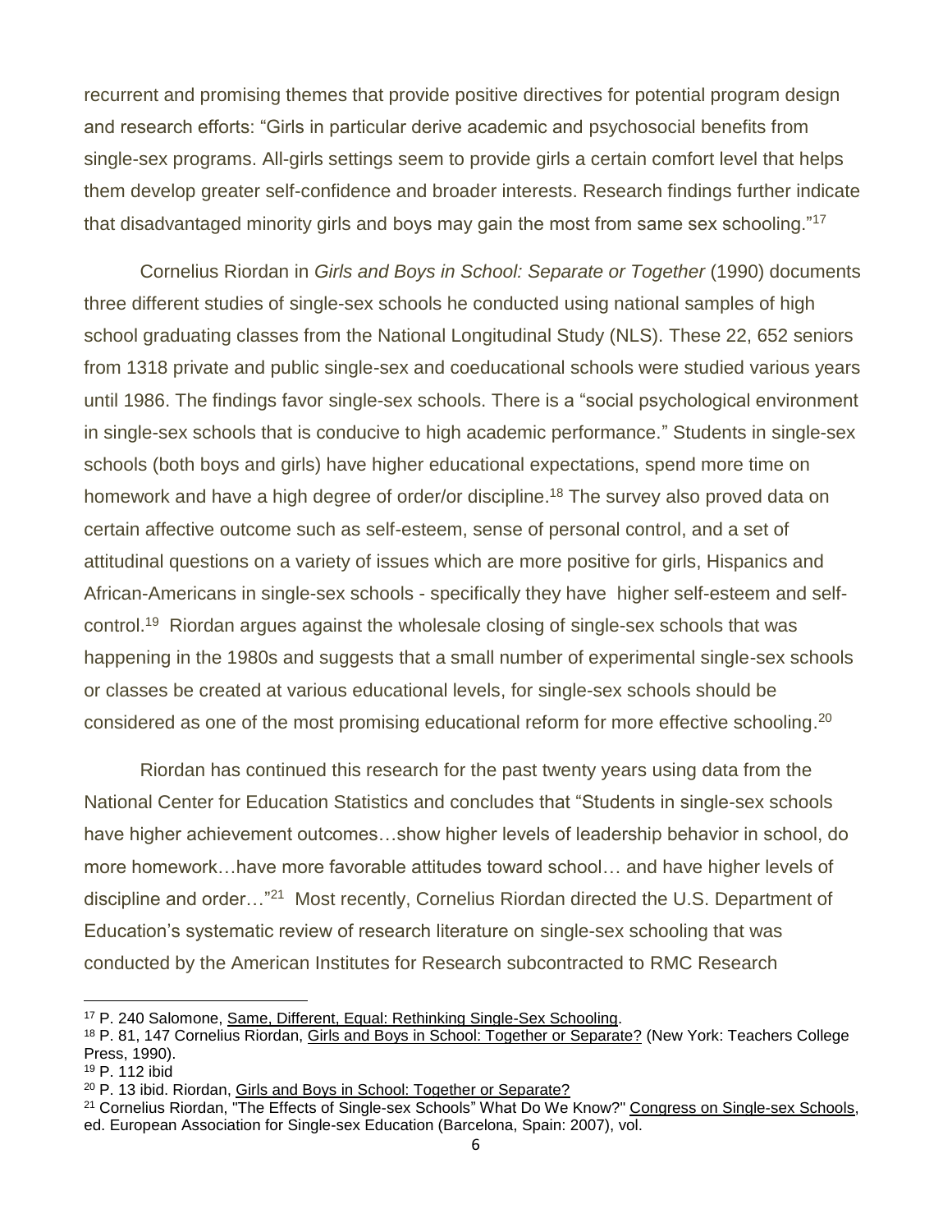recurrent and promising themes that provide positive directives for potential program design and research efforts: "Girls in particular derive academic and psychosocial benefits from single-sex programs. All-girls settings seem to provide girls a certain comfort level that helps them develop greater self-confidence and broader interests. Research findings further indicate that disadvantaged minority girls and boys may gain the most from same sex schooling."[17]

Cornelius Riordan in *Girls and Boys in School: Separate or Together* (1990) documents three different studies of single-sex schools he conducted using national samples of high school graduating classes from the National Longitudinal Study (NLS). These 22, 652 seniors from 1318 private and public single-sex and coeducational schools were studied various years until 1986. The findings favor single-sex schools. There is a "social psychological environment in single-sex schools that is conducive to high academic performance." Students in single-sex schools (both boys and girls) have higher educational expectations, spend more time on homework and have a high degree of order/or discipline.[18] The survey also proved data on certain affective outcome such as self-esteem, sense of personal control, and a set of attitudinal questions on a variety of issues which are more positive for girls, Hispanics and African-Americans in single-sex schools - specifically they have higher self-esteem and self-control.[19] Riordan argues against the wholesale closing of single-sex schools that was happening in the 1980s and suggests that a small number of experimental single-sex schools or classes be created at various educational levels, for single-sex schools should be considered as one of the most promising educational reform for more effective schooling.[20]

Riordan has continued this research for the past twenty years using data from the National Center for Education Statistics and concludes that "Students in single-sex schools have higher achievement outcomes…show higher levels of leadership behavior in school, do more homework…have more favorable attitudes toward school… and have higher levels of discipline and order…"[21] Most recently, Cornelius Riordan directed the U.S. Department of Education's systematic review of research literature on single-sex schooling that was conducted by the American Institutes for Research subcontracted to RMC Research

---

[17] P. 240 Salomone, Same, Different, Equal: Rethinking Single-Sex Schooling.

[18] P. 81, 147 Cornelius Riordan, Girls and Boys in School: Together or Separate? (New York: Teachers College Press, 1990).

[19] P. 112 ibid

[20] P. 13 ibid. Riordan, Girls and Boys in School: Together or Separate?

[21] Cornelius Riordan, "The Effects of Single-sex Schools" What Do We Know?" Congress on Single-sex Schools, ed. European Association for Single-sex Education (Barcelona, Spain: 2007), vol.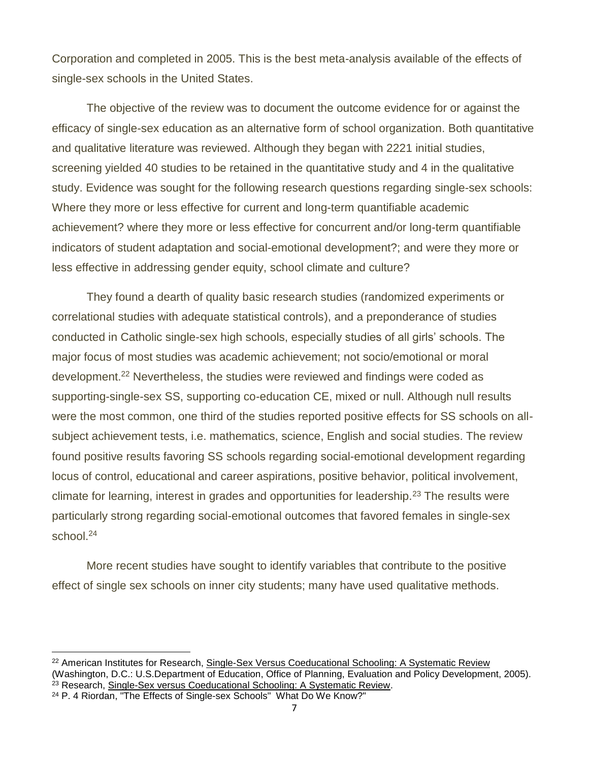Corporation and completed in 2005. This is the best meta-analysis available of the effects of single-sex schools in the United States.

The objective of the review was to document the outcome evidence for or against the efficacy of single-sex education as an alternative form of school organization. Both quantitative and qualitative literature was reviewed. Although they began with 2221 initial studies, screening yielded 40 studies to be retained in the quantitative study and 4 in the qualitative study. Evidence was sought for the following research questions regarding single-sex schools: Where they more or less effective for current and long-term quantifiable academic achievement? where they more or less effective for concurrent and/or long-term quantifiable indicators of student adaptation and social-emotional development?; and were they more or less effective in addressing gender equity, school climate and culture?

They found a dearth of quality basic research studies (randomized experiments or correlational studies with adequate statistical controls), and a preponderance of studies conducted in Catholic single-sex high schools, especially studies of all girls' schools. The major focus of most studies was academic achievement; not socio/emotional or moral development.[22] Nevertheless, the studies were reviewed and findings were coded as supporting-single-sex SS, supporting co-education CE, mixed or null. Although null results were the most common, one third of the studies reported positive effects for SS schools on all-subject achievement tests, i.e. mathematics, science, English and social studies. The review found positive results favoring SS schools regarding social-emotional development regarding locus of control, educational and career aspirations, positive behavior, political involvement, climate for learning, interest in grades and opportunities for leadership.[23] The results were particularly strong regarding social-emotional outcomes that favored females in single-sex school.[24]

More recent studies have sought to identify variables that contribute to the positive effect of single sex schools on inner city students; many have used qualitative methods.

---

[22] American Institutes for Research, Single-Sex Versus Coeducational Schooling: A Systematic Review (Washington, D.C.: U.S.Department of Education, Office of Planning, Evaluation and Policy Development, 2005).

[23] Research, Single-Sex versus Coeducational Schooling: A Systematic Review.

[24] P. 4 Riordan, "The Effects of Single-sex Schools" What Do We Know?"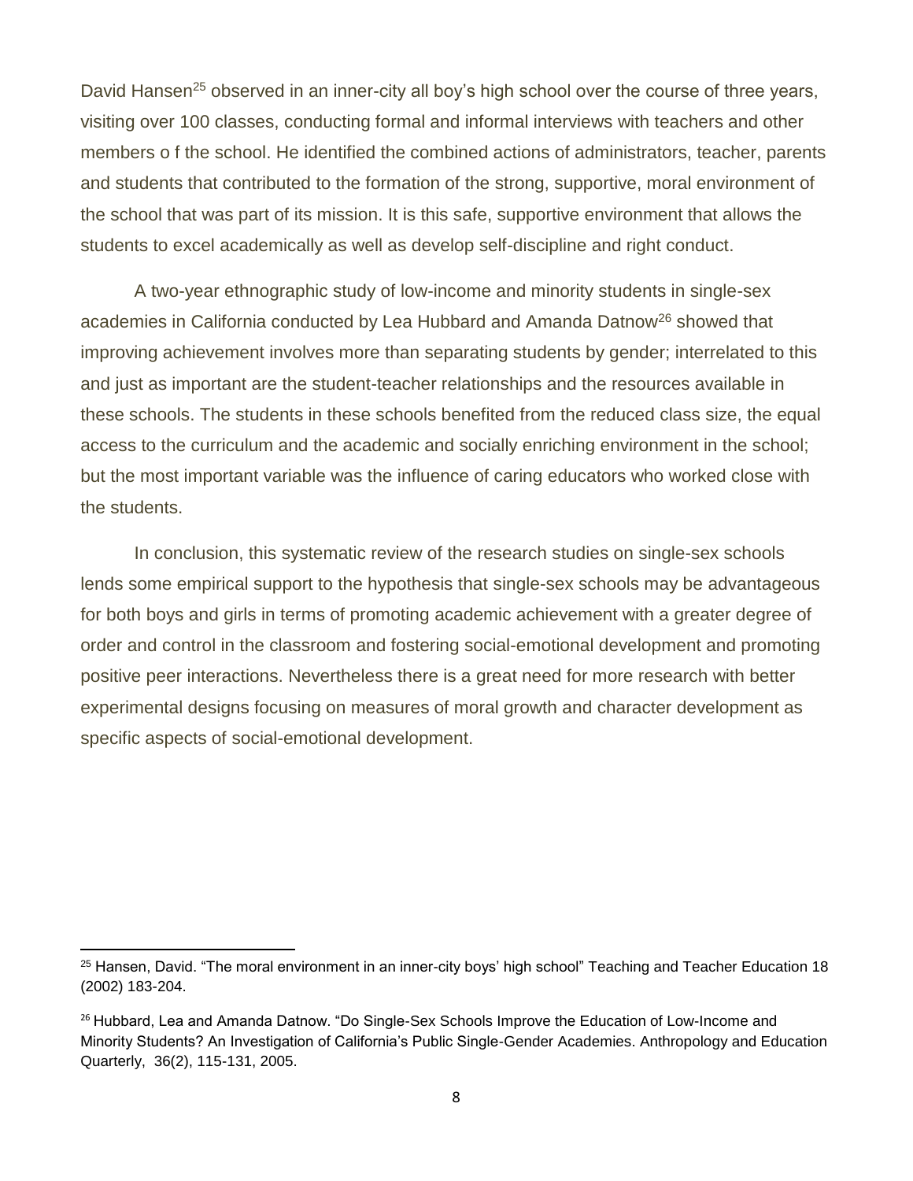David Hansen[25] observed in an inner-city all boy's high school over the course of three years, visiting over 100 classes, conducting formal and informal interviews with teachers and other members o f the school. He identified the combined actions of administrators, teacher, parents and students that contributed to the formation of the strong, supportive, moral environment of the school that was part of its mission. It is this safe, supportive environment that allows the students to excel academically as well as develop self-discipline and right conduct.

A two-year ethnographic study of low-income and minority students in single-sex academies in California conducted by Lea Hubbard and Amanda Datnow[26] showed that improving achievement involves more than separating students by gender; interrelated to this and just as important are the student-teacher relationships and the resources available in these schools. The students in these schools benefited from the reduced class size, the equal access to the curriculum and the academic and socially enriching environment in the school; but the most important variable was the influence of caring educators who worked close with the students.

In conclusion, this systematic review of the research studies on single-sex schools lends some empirical support to the hypothesis that single-sex schools may be advantageous for both boys and girls in terms of promoting academic achievement with a greater degree of order and control in the classroom and fostering social-emotional development and promoting positive peer interactions. Nevertheless there is a great need for more research with better experimental designs focusing on measures of moral growth and character development as specific aspects of social-emotional development.

---

[25] Hansen, David. "The moral environment in an inner-city boys' high school" Teaching and Teacher Education 18 (2002) 183-204.

[26] Hubbard, Lea and Amanda Datnow. "Do Single-Sex Schools Improve the Education of Low-Income and Minority Students? An Investigation of California's Public Single-Gender Academies. Anthropology and Education Quarterly, 36(2), 115-131, 2005.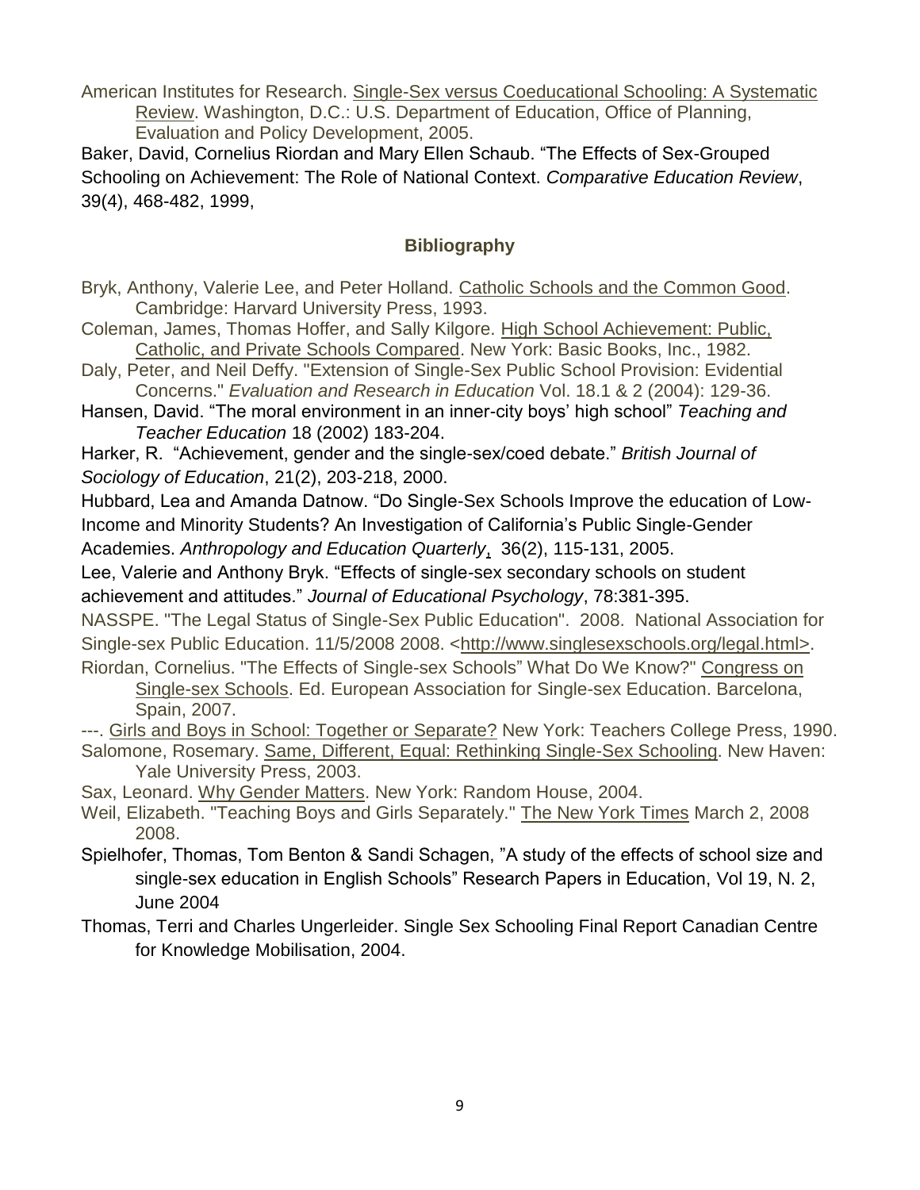American Institutes for Research. Single-Sex versus Coeducational Schooling: A Systematic Review. Washington, D.C.: U.S. Department of Education, Office of Planning, Evaluation and Policy Development, 2005.

Baker, David, Cornelius Riordan and Mary Ellen Schaub. "The Effects of Sex-Grouped Schooling on Achievement: The Role of National Context. *Comparative Education Review*, 39(4), 468-482, 1999,

## Bibliography

Bryk, Anthony, Valerie Lee, and Peter Holland. Catholic Schools and the Common Good. Cambridge: Harvard University Press, 1993.

Coleman, James, Thomas Hoffer, and Sally Kilgore. High School Achievement: Public, Catholic, and Private Schools Compared. New York: Basic Books, Inc., 1982.

Daly, Peter, and Neil Deffy. "Extension of Single-Sex Public School Provision: Evidential Concerns." *Evaluation and Research in Education* Vol. 18.1 & 2 (2004): 129-36.

Hansen, David. "The moral environment in an inner-city boys' high school" *Teaching and Teacher Education* 18 (2002) 183-204.

Harker, R. "Achievement, gender and the single-sex/coed debate." *British Journal of Sociology of Education*, 21(2), 203-218, 2000.

Hubbard, Lea and Amanda Datnow. "Do Single-Sex Schools Improve the education of Low-Income and Minority Students? An Investigation of California's Public Single-Gender Academies. *Anthropology and Education Quarterly*, 36(2), 115-131, 2005.

Lee, Valerie and Anthony Bryk. "Effects of single-sex secondary schools on student achievement and attitudes." *Journal of Educational Psychology*, 78:381-395.

NASSPE. "The Legal Status of Single-Sex Public Education". 2008. National Association for Single-sex Public Education. 11/5/2008 2008. <http://www.singlesexschools.org/legal.html>.

Riordan, Cornelius. "The Effects of Single-sex Schools" What Do We Know?" Congress on Single-sex Schools. Ed. European Association for Single-sex Education. Barcelona, Spain, 2007.

---. Girls and Boys in School: Together or Separate? New York: Teachers College Press, 1990.

Salomone, Rosemary. Same, Different, Equal: Rethinking Single-Sex Schooling. New Haven: Yale University Press, 2003.

Sax, Leonard. Why Gender Matters. New York: Random House, 2004.

Weil, Elizabeth. "Teaching Boys and Girls Separately." The New York Times March 2, 2008 2008.

Spielhofer, Thomas, Tom Benton & Sandi Schagen, "A study of the effects of school size and single-sex education in English Schools" Research Papers in Education, Vol 19, N. 2, June 2004

Thomas, Terri and Charles Ungerleider. Single Sex Schooling Final Report Canadian Centre for Knowledge Mobilisation, 2004.